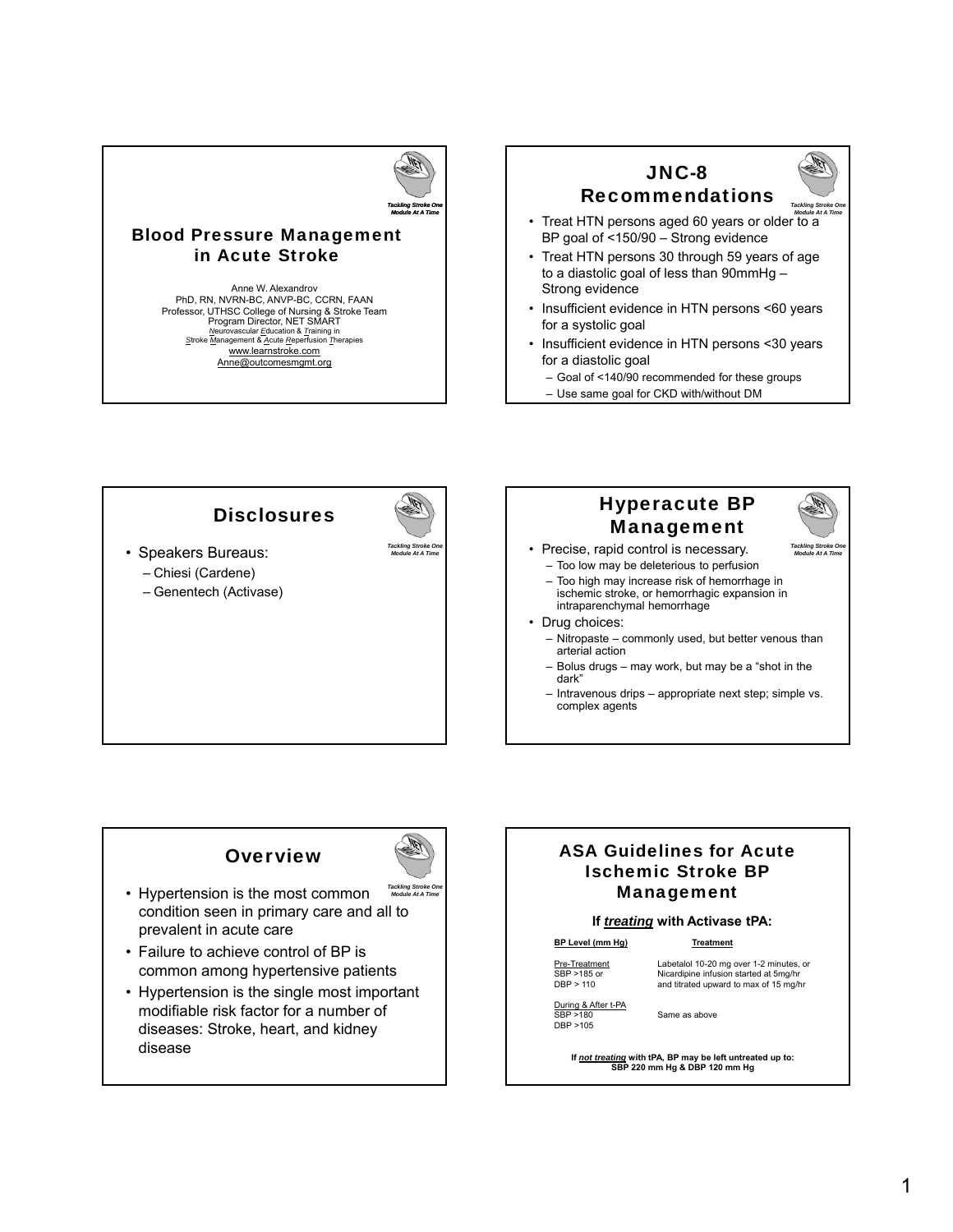## Blood Pressure Management in Acute Stroke

*Tackling Stroke One Module At A Time*

Anne W. Alexandrov
PhD, RN, NVRN-BC, ANVP-BC, CCRN, FAAN
Professor, UTHSC College of Nursing & Stroke Team
Program Director, NET SMART
Neurovascular Education & Training in Stroke Management & Acute Reperfusion Therapies
www.learnstroke.com
Anne@outcomesmgmt.org

## Disclosures

*Tackling Stroke One Module At A Time*

- Speakers Bureaus:
  - Chiesi (Cardene)
  - Genentech (Activase)

## Overview

*Tackling Stroke One Module At A Time*

- Hypertension is the most common condition seen in primary care and all to prevalent in acute care
- Failure to achieve control of BP is common among hypertensive patients
- Hypertension is the single most important modifiable risk factor for a number of diseases: Stroke, heart, and kidney disease

## JNC-8 Recommendations

*Tackling Stroke One Module At A Time*

- Treat HTN persons aged 60 years or older to a BP goal of <150/90 – Strong evidence
- Treat HTN persons 30 through 59 years of age to a diastolic goal of less than 90mmHg – Strong evidence
- Insufficient evidence in HTN persons <60 years for a systolic goal
- Insufficient evidence in HTN persons <30 years for a diastolic goal
  - Goal of <140/90 recommended for these groups
  - Use same goal for CKD with/without DM

## Hyperacute BP Management

*Tackling Stroke One Module At A Time*

- Precise, rapid control is necessary.
  - Too low may be deleterious to perfusion
  - Too high may increase risk of hemorrhage in ischemic stroke, or hemorrhagic expansion in intraparenchymal hemorrhage
- Drug choices:
  - Nitropaste – commonly used, but better venous than arterial action
  - Bolus drugs – may work, but may be a "shot in the dark"
  - Intravenous drips – appropriate next step; simple vs. complex agents

## ASA Guidelines for Acute Ischemic Stroke BP Management

**If *treating* with Activase tPA:**

| BP Level (mm Hg) | Treatment |
|---|---|
| Pre-Treatment<br>SBP >185 or<br>DBP > 110 | Labetalol 10-20 mg over 1-2 minutes, or<br>Nicardipine infusion started at 5mg/hr<br>and titrated upward to max of 15 mg/hr |
| During & After t-PA<br>SBP >180<br>DBP >105 | Same as above |

**If *not treating* with tPA, BP may be left untreated up to: SBP 220 mm Hg & DBP 120 mm Hg**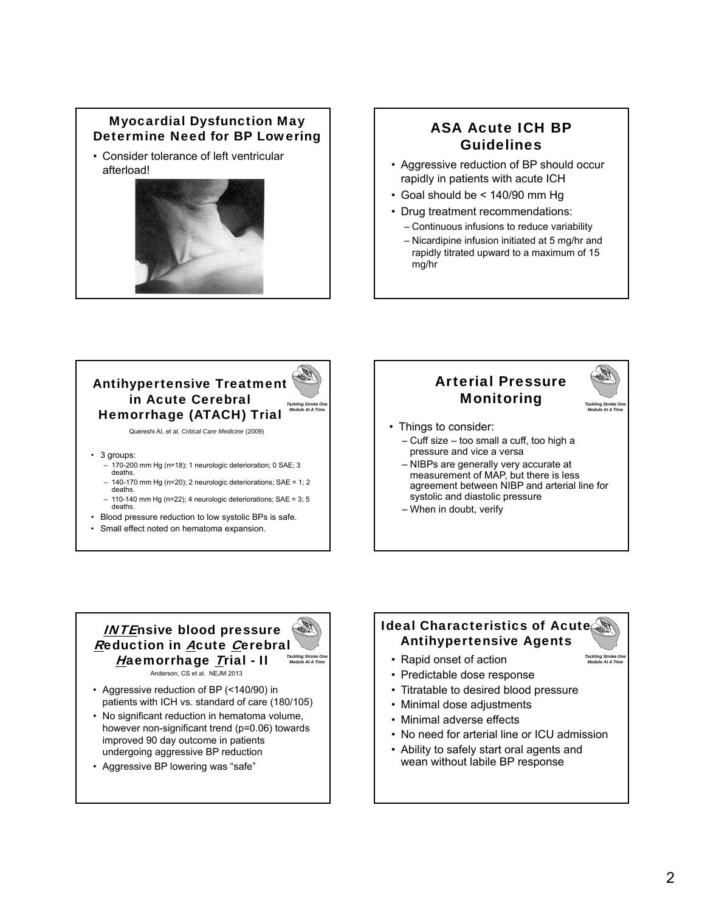## Myocardial Dysfunction May Determine Need for BP Lowering

- Consider tolerance of left ventricular afterload!

## ASA Acute ICH BP Guidelines

- Aggressive reduction of BP should occur rapidly in patients with acute ICH
- Goal should be < 140/90 mm Hg
- Drug treatment recommendations:
  - Continuous infusions to reduce variability
  - Nicardipine infusion initiated at 5 mg/hr and rapidly titrated upward to a maximum of 15 mg/hr

## Antihypertensive Treatment in Acute Cerebral Hemorrhage (ATACH) Trial

*Tackling Stroke One Module At A Time*

Quereshi AI, et al. *Critical Care Medicine* (2009)

- 3 groups:
  - 170-200 mm Hg (n=18); 1 neurologic deterioration; 0 SAE; 3 deaths.
  - 140-170 mm Hg (n=20); 2 neurologic deteriorations; SAE = 1; 2 deaths.
  - 110-140 mm Hg (n=22); 4 neurologic deteriorations; SAE = 3; 5 deaths.
- Blood pressure reduction to low systolic BPs is safe.
- Small effect noted on hematoma expansion.

## Arterial Pressure Monitoring

*Tackling Stroke One Module At A Time*

- Things to consider:
  - Cuff size – too small a cuff, too high a pressure and vice a versa
  - NIBPs are generally very accurate at measurement of MAP, but there is less agreement between NIBP and arterial line for systolic and diastolic pressure
  - When in doubt, verify

## *INTE*nsive blood pressure *R*eduction in *A*cute *C*erebral *H*aemorrhage *T*rial - II

*Tackling Stroke One Module At A Time*

Anderson, CS et al. NEJM 2013

- Aggressive reduction of BP (<140/90) in patients with ICH vs. standard of care (180/105)
- No significant reduction in hematoma volume, however non-significant trend (p=0.06) towards improved 90 day outcome in patients undergoing aggressive BP reduction
- Aggressive BP lowering was "safe"

## Ideal Characteristics of Acute Antihypertensive Agents

*Tackling Stroke One Module At A Time*

- Rapid onset of action
- Predictable dose response
- Titratable to desired blood pressure
- Minimal dose adjustments
- Minimal adverse effects
- No need for arterial line or ICU admission
- Ability to safely start oral agents and wean without labile BP response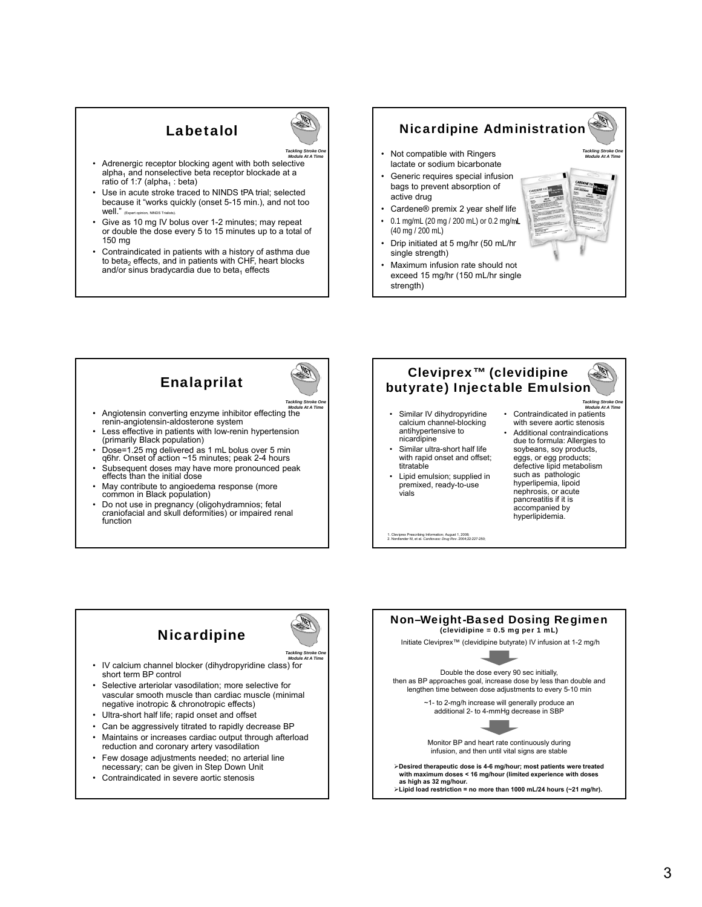## Labetalol

*Tackling Stroke One Module At A Time*

- Adrenergic receptor blocking agent with both selective $alpha_1$ and nonselective beta receptor blockade at a ratio of 1:7 ($alpha_1$ : beta)
- Use in acute stroke traced to NINDS tPA trial; selected because it "works quickly (onset 5-15 min.), and not too well." (Expert opinion, NINDS Trialists).
- Give as 10 mg IV bolus over 1-2 minutes; may repeat or double the dose every 5 to 15 minutes up to a total of 150 mg
- Contraindicated in patients with a history of asthma due to $beta_2$ effects, and in patients with CHF, heart blocks and/or sinus bradycardia due to $beta_1$ effects

## Nicardipine Administration

*Tackling Stroke One Module At A Time*

- Not compatible with Ringers lactate or sodium bicarbonate
- Generic requires special infusion bags to prevent absorption of active drug
- Cardene® premix 2 year shelf life
- 0.1 mg/mL (20 mg / 200 mL) or 0.2 mg/mL (40 mg / 200 mL)
- Drip initiated at 5 mg/hr (50 mL/hr single strength)
- Maximum infusion rate should not exceed 15 mg/hr (150 mL/hr single strength)

## Enalaprilat

*Tackling Stroke One Module At A Time*

- Angiotensin converting enzyme inhibitor effecting the renin-angiotensin-aldosterone system
- Less effective in patients with low-renin hypertension (primarily Black population)
- Dose=1.25 mg delivered as 1 mL bolus over 5 min q6hr. Onset of action ~15 minutes; peak 2-4 hours
- Subsequent doses may have more pronounced peak effects than the initial dose
- May contribute to angioedema response (more common in Black population)
- Do not use in pregnancy (oligohydramnios; fetal craniofacial and skull deformities) or impaired renal function

## Cleviprex™ (clevidipine butyrate) Injectable Emulsion

*Tackling Stroke One Module At A Time*

- Similar IV dihydropyridine calcium channel-blocking antihypertensive to nicardipine
- Similar ultra-short half life with rapid onset and offset; titratable
- Lipid emulsion; supplied in premixed, ready-to-use vials
- Contraindicated in patients with severe aortic stenosis
- Additional contraindications due to formula: Allergies to soybeans, soy products, eggs, or egg products; defective lipid metabolism such as pathologic hyperlipemia, lipoid nephrosis, or acute pancreatitis if it is accompanied by hyperlipidemia.

1. Cleviprex Prescribing Information; August 1, 2008;
2. Nordlander M, et al. *Cardiovasc Drug Rev*. 2004;22:227-250.

## Nicardipine

*Tackling Stroke One Module At A Time*

- IV calcium channel blocker (dihydropyridine class) for short term BP control
- Selective arteriolar vasodilation; more selective for vascular smooth muscle than cardiac muscle (minimal negative inotropic & chronotropic effects)
- Ultra-short half life; rapid onset and offset
- Can be aggressively titrated to rapidly decrease BP
- Maintains or increases cardiac output through afterload reduction and coronary artery vasodilation
- Few dosage adjustments needed; no arterial line necessary; can be given in Step Down Unit
- Contraindicated in severe aortic stenosis

## Non–Weight-Based Dosing Regimen

**(clevidipine = 0.5 mg per 1 mL)**

Initiate Cleviprex™ (clevidipine butyrate) IV infusion at 1-2 mg/h

Double the dose every 90 sec initially, then as BP approaches goal, increase dose by less than double and lengthen time between dose adjustments to every 5-10 min

~1- to 2-mg/h increase will generally produce an additional 2- to 4-mmHg decrease in SBP

Monitor BP and heart rate continuously during infusion, and then until vital signs are stable

- **Desired therapeutic dose is 4-6 mg/hour; most patients were treated with maximum doses < 16 mg/hour (limited experience with doses as high as 32 mg/hour.**
- **Lipid load restriction = no more than 1000 mL/24 hours (~21 mg/hr).**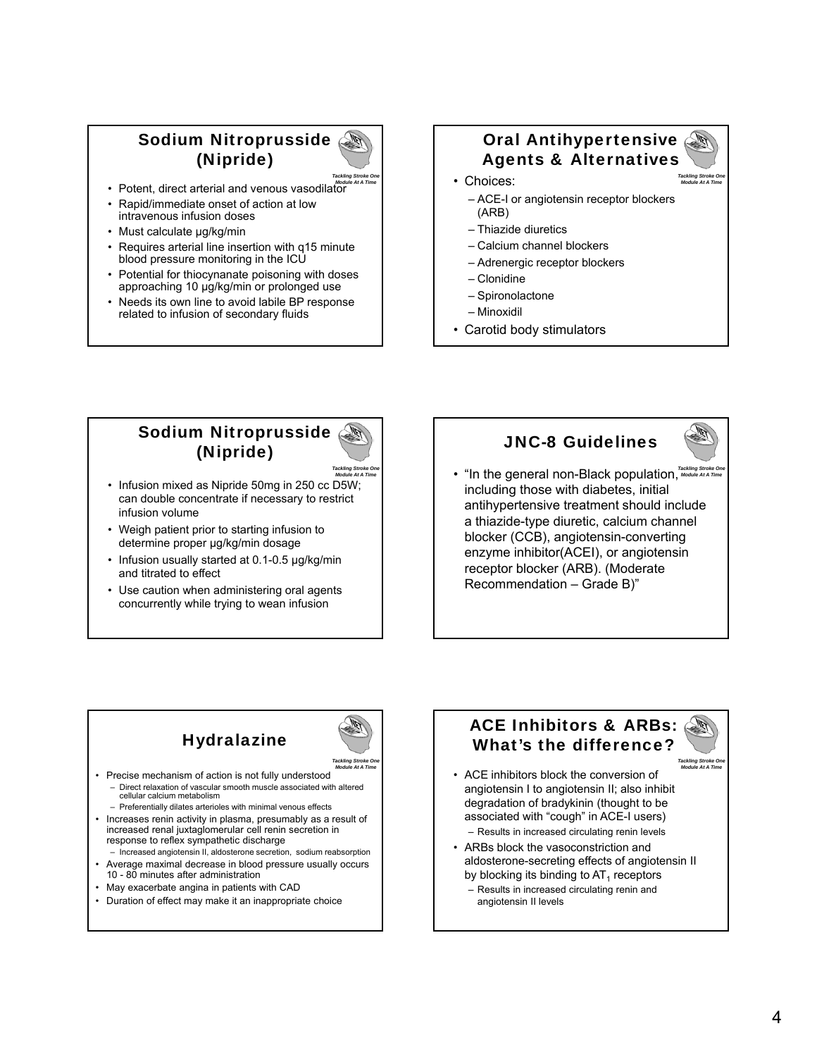## Sodium Nitroprusside (Nipride)

*Tackling Stroke One Module At A Time*

- Potent, direct arterial and venous vasodilator
- Rapid/immediate onset of action at low intravenous infusion doses
- Must calculate µg/kg/min
- Requires arterial line insertion with q15 minute blood pressure monitoring in the ICU
- Potential for thiocynanate poisoning with doses approaching 10 µg/kg/min or prolonged use
- Needs its own line to avoid labile BP response related to infusion of secondary fluids

## Oral Antihypertensive Agents & Alternatives

*Tackling Stroke One Module At A Time*

- Choices:
  - ACE-I or angiotensin receptor blockers (ARB)
  - Thiazide diuretics
  - Calcium channel blockers
  - Adrenergic receptor blockers
  - Clonidine
  - Spironolactone
  - Minoxidil
- Carotid body stimulators

## Sodium Nitroprusside (Nipride)

*Tackling Stroke One Module At A Time*

- Infusion mixed as Nipride 50mg in 250 cc D5W; can double concentrate if necessary to restrict infusion volume
- Weigh patient prior to starting infusion to determine proper µg/kg/min dosage
- Infusion usually started at 0.1-0.5 µg/kg/min and titrated to effect
- Use caution when administering oral agents concurrently while trying to wean infusion

## JNC-8 Guidelines

*Tackling Stroke One Module At A Time*

- "In the general non-Black population, including those with diabetes, initial antihypertensive treatment should include a thiazide-type diuretic, calcium channel blocker (CCB), angiotensin-converting enzyme inhibitor(ACEI), or angiotensin receptor blocker (ARB). (Moderate Recommendation – Grade B)"

## Hydralazine

*Tackling Stroke One Module At A Time*

- Precise mechanism of action is not fully understood
  - Direct relaxation of vascular smooth muscle associated with altered cellular calcium metabolism
  - Preferentially dilates arterioles with minimal venous effects
- Increases renin activity in plasma, presumably as a result of increased renal juxtaglomerular cell renin secretion in response to reflex sympathetic discharge
  - Increased angiotensin II, aldosterone secretion, sodium reabsorption
- Average maximal decrease in blood pressure usually occurs 10 - 80 minutes after administration
- May exacerbate angina in patients with CAD
- Duration of effect may make it an inappropriate choice

## ACE Inhibitors & ARBs: What's the difference?

*Tackling Stroke One Module At A Time*

- ACE inhibitors block the conversion of angiotensin I to angiotensin II; also inhibit degradation of bradykinin (thought to be associated with "cough" in ACE-I users)
  - Results in increased circulating renin levels
- ARBs block the vasoconstriction and aldosterone-secreting effects of angiotensin II by blocking its binding to $AT_1$ receptors
  - Results in increased circulating renin and angiotensin II levels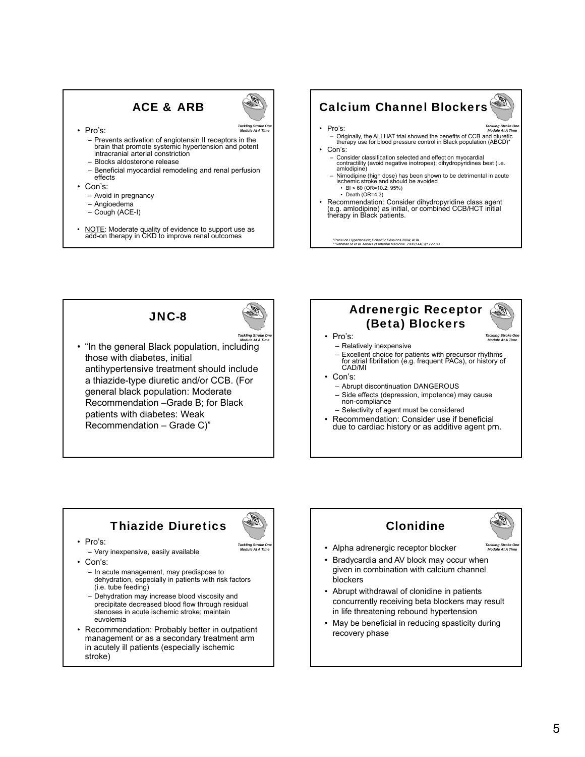## ACE & ARB

*Tackling Stroke One Module At A Time*

- Pro's:
  - Prevents activation of angiotensin II receptors in the brain that promote systemic hypertension and potent intracranial arterial constriction
  - Blocks aldosterone release
  - Beneficial myocardial remodeling and renal perfusion effects
- Con's:
  - Avoid in pregnancy
  - Angioedema
  - Cough (ACE-I)
- NOTE: Moderate quality of evidence to support use as add-on therapy in CKD to improve renal outcomes

## Calcium Channel Blockers

*Tackling Stroke One Module At A Time*

- Pro's:
  - Originally, the ALLHAT trial showed the benefits of CCB and diuretic therapy use for blood pressure control in Black population (ABCD)*
- Con's:
  - Consider classification selected and effect on myocardial contractility (avoid negative inotropes); dihydropyridines best (i.e. amlodipine)
  - Nimodipine (high dose) has been shown to be detrimental in acute ischemic stroke and should be avoided
    - BI < 60 (OR=10.2; 95%)
    - Death (OR=4.3)
- Recommendation: Consider dihydropyridine class agent (e.g. amlodipine) as initial, or combined CCB/HCT initial therapy in Black patients.

*Panel on Hypertension; Scientific Sessions 2004: AHA.
**Rahman M et al. Annals of Internal Medicine. 2006;144(3):172-180.

## JNC-8

*Tackling Stroke One Module At A Time*

- "In the general Black population, including those with diabetes, initial antihypertensive treatment should include a thiazide-type diuretic and/or CCB. (For general black population: Moderate Recommendation –Grade B; for Black patients with diabetes: Weak Recommendation – Grade C)"

## Adrenergic Receptor (Beta) Blockers

*Tackling Stroke One Module At A Time*

- Pro's:
  - Relatively inexpensive
  - Excellent choice for patients with precursor rhythms for atrial fibrillation (e.g. frequent PACs), or history of CAD/MI
- Con's:
  - Abrupt discontinuation DANGEROUS
  - Side effects (depression, impotence) may cause non-compliance
  - Selectivity of agent must be considered
- Recommendation: Consider use if beneficial due to cardiac history or as additive agent prn.

## Thiazide Diuretics

*Tackling Stroke One Module At A Time*

- Pro's:
  - Very inexpensive, easily available
- Con's:
  - In acute management, may predispose to dehydration, especially in patients with risk factors (i.e. tube feeding)
  - Dehydration may increase blood viscosity and precipitate decreased blood flow through residual stenoses in acute ischemic stroke; maintain euvolemia
- Recommendation: Probably better in outpatient management or as a secondary treatment arm in acutely ill patients (especially ischemic stroke)

## Clonidine

*Tackling Stroke One Module At A Time*

- Alpha adrenergic receptor blocker
- Bradycardia and AV block may occur when given in combination with calcium channel blockers
- Abrupt withdrawal of clonidine in patients concurrently receiving beta blockers may result in life threatening rebound hypertension
- May be beneficial in reducing spasticity during recovery phase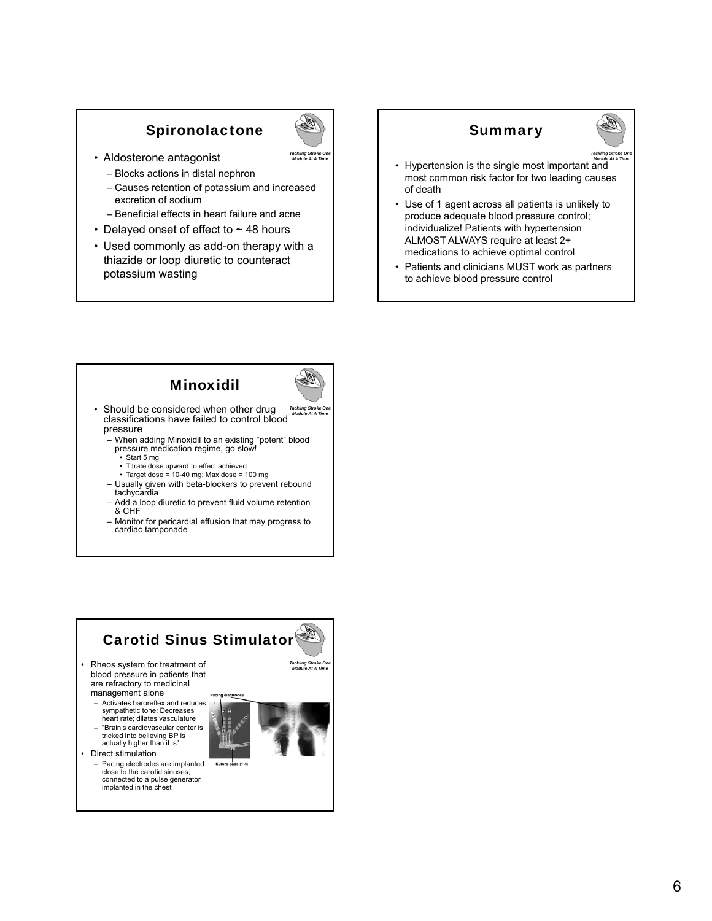## Spironolactone

*Tackling Stroke One Module At A Time*

- Aldosterone antagonist
  - Blocks actions in distal nephron
  - Causes retention of potassium and increased excretion of sodium
  - Beneficial effects in heart failure and acne
- Delayed onset of effect to ~ 48 hours
- Used commonly as add-on therapy with a thiazide or loop diuretic to counteract potassium wasting

## Summary

*Tackling Stroke One Module At A Time*

- Hypertension is the single most important and most common risk factor for two leading causes of death
- Use of 1 agent across all patients is unlikely to produce adequate blood pressure control; individualize! Patients with hypertension ALMOST ALWAYS require at least 2+ medications to achieve optimal control
- Patients and clinicians MUST work as partners to achieve blood pressure control

## Minoxidil

*Tackling Stroke One Module At A Time*

- Should be considered when other drug classifications have failed to control blood pressure
  - When adding Minoxidil to an existing "potent" blood pressure medication regime, go slow!
    - Start 5 mg
    - Titrate dose upward to effect achieved
    - Target dose = 10-40 mg; Max dose = 100 mg
  - Usually given with beta-blockers to prevent rebound tachycardia
  - Add a loop diuretic to prevent fluid volume retention & CHF
  - Monitor for pericardial effusion that may progress to cardiac tamponade

## Carotid Sinus Stimulator

*Tackling Stroke One Module At A Time*

- Rheos system for treatment of blood pressure in patients that are refractory to medicinal management alone
  - Activates baroreflex and reduces sympathetic tone: Decreases heart rate; dilates vasculature
  - "Brain's cardiovascular center is tricked into believing BP is actually higher than it is"
- Direct stimulation
  - Pacing electrodes are implanted close to the carotid sinuses; connected to a pulse generator implanted in the chest

Pacing electrodes

Suture pads (1-4)